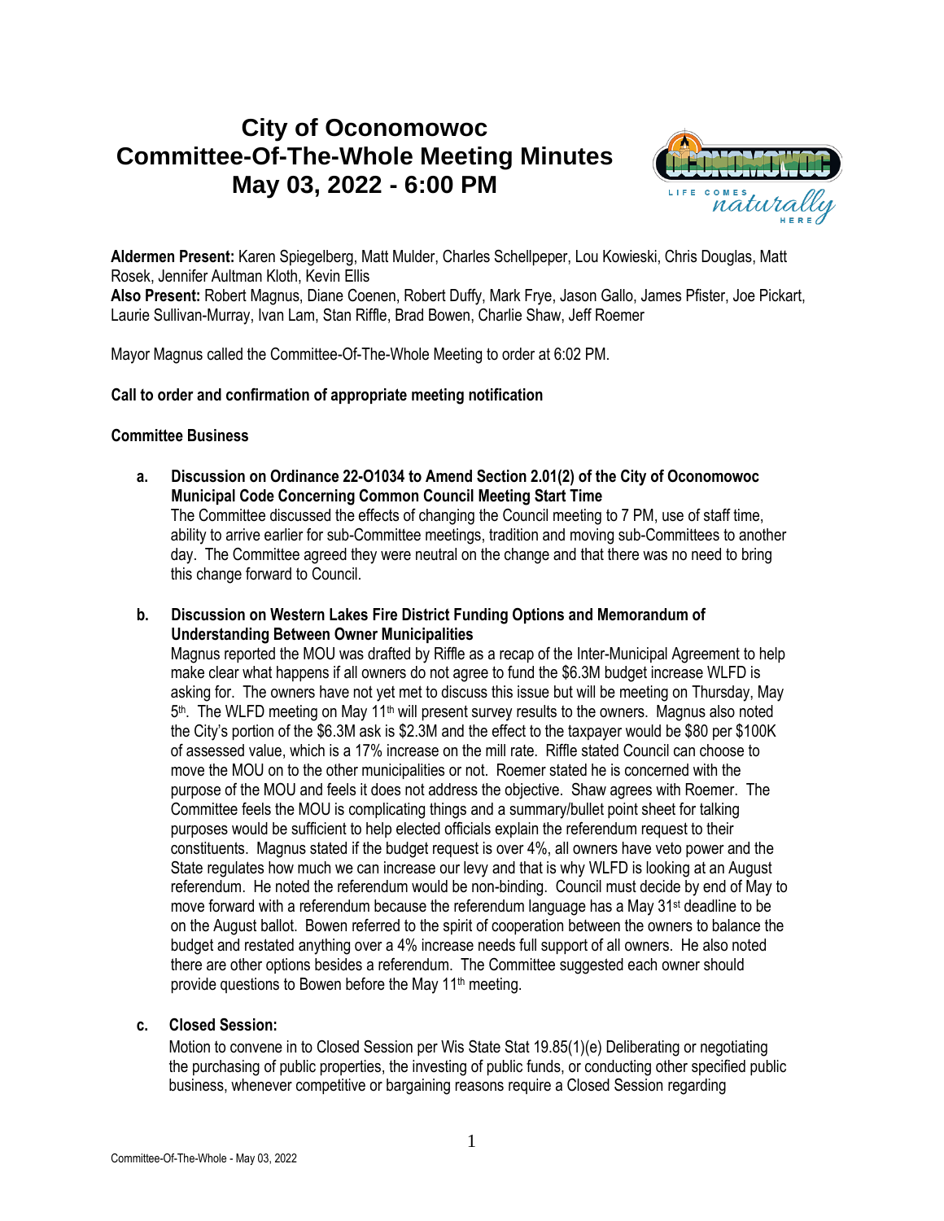# City of Oconomowoc
# Committee-Of-The-Whole Meeting Minutes
# May 03, 2022 - 6:00 PM

**Aldermen Present:** Karen Spiegelberg, Matt Mulder, Charles Schellpeper, Lou Kowieski, Chris Douglas, Matt Rosek, Jennifer Aultman Kloth, Kevin Ellis

**Also Present:** Robert Magnus, Diane Coenen, Robert Duffy, Mark Frye, Jason Gallo, James Pfister, Joe Pickart, Laurie Sullivan-Murray, Ivan Lam, Stan Riffle, Brad Bowen, Charlie Shaw, Jeff Roemer

Mayor Magnus called the Committee-Of-The-Whole Meeting to order at 6:02 PM.

**Call to order and confirmation of appropriate meeting notification**

**Committee Business**

**a. Discussion on Ordinance 22-O1034 to Amend Section 2.01(2) of the City of Oconomowoc Municipal Code Concerning Common Council Meeting Start Time**

The Committee discussed the effects of changing the Council meeting to 7 PM, use of staff time, ability to arrive earlier for sub-Committee meetings, tradition and moving sub-Committees to another day. The Committee agreed they were neutral on the change and that there was no need to bring this change forward to Council.

**b. Discussion on Western Lakes Fire District Funding Options and Memorandum of Understanding Between Owner Municipalities**

Magnus reported the MOU was drafted by Riffle as a recap of the Inter-Municipal Agreement to help make clear what happens if all owners do not agree to fund the $6.3M budget increase WLFD is asking for. The owners have not yet met to discuss this issue but will be meeting on Thursday, May 5th. The WLFD meeting on May 11th will present survey results to the owners. Magnus also noted the City's portion of the $6.3M ask is $2.3M and the effect to the taxpayer would be $80 per $100K of assessed value, which is a 17% increase on the mill rate. Riffle stated Council can choose to move the MOU on to the other municipalities or not. Roemer stated he is concerned with the purpose of the MOU and feels it does not address the objective. Shaw agrees with Roemer. The Committee feels the MOU is complicating things and a summary/bullet point sheet for talking purposes would be sufficient to help elected officials explain the referendum request to their constituents. Magnus stated if the budget request is over 4%, all owners have veto power and the State regulates how much we can increase our levy and that is why WLFD is looking at an August referendum. He noted the referendum would be non-binding. Council must decide by end of May to move forward with a referendum because the referendum language has a May 31st deadline to be on the August ballot. Bowen referred to the spirit of cooperation between the owners to balance the budget and restated anything over a 4% increase needs full support of all owners. He also noted there are other options besides a referendum. The Committee suggested each owner should provide questions to Bowen before the May 11th meeting.

**c. Closed Session:**

Motion to convene in to Closed Session per Wis State Stat 19.85(1)(e) Deliberating or negotiating the purchasing of public properties, the investing of public funds, or conducting other specified public business, whenever competitive or bargaining reasons require a Closed Session regarding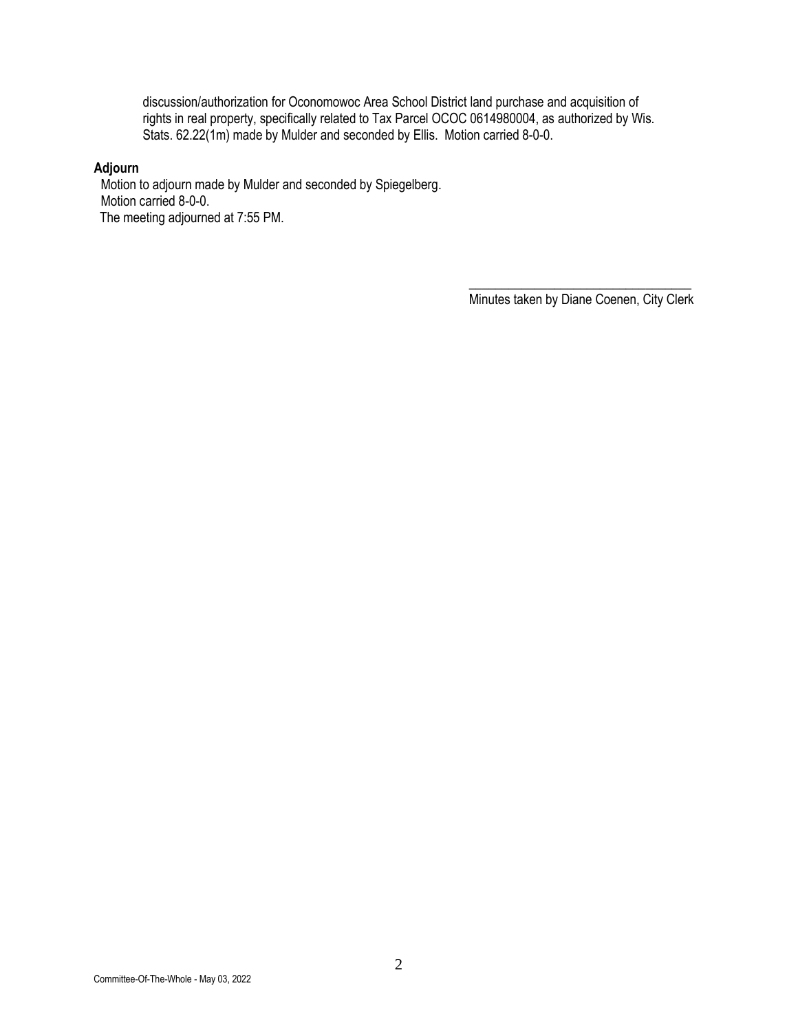discussion/authorization for Oconomowoc Area School District land purchase and acquisition of rights in real property, specifically related to Tax Parcel OCOC 0614980004, as authorized by Wis. Stats. 62.22(1m) made by Mulder and seconded by Ellis. Motion carried 8-0-0.

**Adjourn**

Motion to adjourn made by Mulder and seconded by Spiegelberg.
Motion carried 8-0-0.
The meeting adjourned at 7:55 PM.

\_\_\_\_\_\_\_\_\_\_\_\_\_\_\_\_\_\_\_\_\_\_\_\_\_\_\_\_\_\_\_\_\_\_\_\_\_\_\_
Minutes taken by Diane Coenen, City Clerk

Committee-Of-The-Whole - May 03, 2022